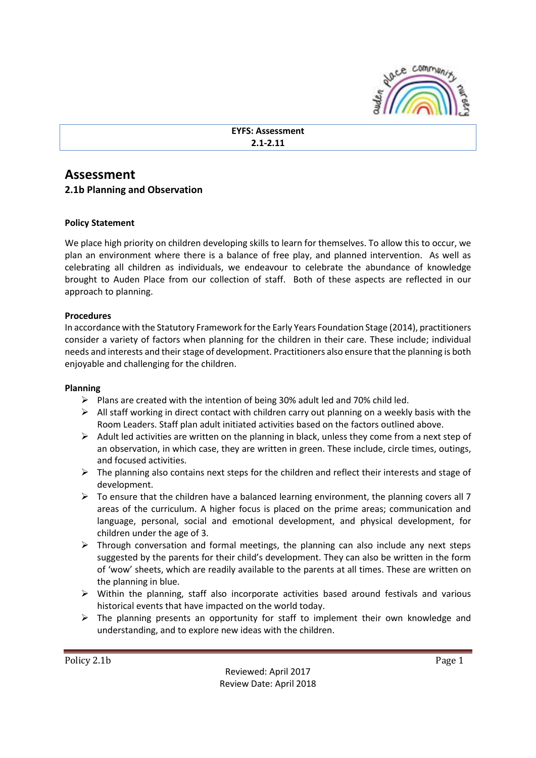**EYFS: Assessment**
**2.1-2.11**

# Assessment

### 2.1b Planning and Observation

**Policy Statement**

We place high priority on children developing skills to learn for themselves. To allow this to occur, we plan an environment where there is a balance of free play, and planned intervention. As well as celebrating all children as individuals, we endeavour to celebrate the abundance of knowledge brought to Auden Place from our collection of staff. Both of these aspects are reflected in our approach to planning.

**Procedures**

In accordance with the Statutory Framework for the Early Years Foundation Stage (2014), practitioners consider a variety of factors when planning for the children in their care. These include; individual needs and interests and their stage of development. Practitioners also ensure that the planning is both enjoyable and challenging for the children.

**Planning**

- Plans are created with the intention of being 30% adult led and 70% child led.
- All staff working in direct contact with children carry out planning on a weekly basis with the Room Leaders. Staff plan adult initiated activities based on the factors outlined above.
- Adult led activities are written on the planning in black, unless they come from a next step of an observation, in which case, they are written in green. These include, circle times, outings, and focused activities.
- The planning also contains next steps for the children and reflect their interests and stage of development.
- To ensure that the children have a balanced learning environment, the planning covers all 7 areas of the curriculum. A higher focus is placed on the prime areas; communication and language, personal, social and emotional development, and physical development, for children under the age of 3.
- Through conversation and formal meetings, the planning can also include any next steps suggested by the parents for their child's development. They can also be written in the form of 'wow' sheets, which are readily available to the parents at all times. These are written on the planning in blue.
- Within the planning, staff also incorporate activities based around festivals and various historical events that have impacted on the world today.
- The planning presents an opportunity for staff to implement their own knowledge and understanding, and to explore new ideas with the children.

Policy 2.1b

Reviewed: April 2017
Review Date: April 2018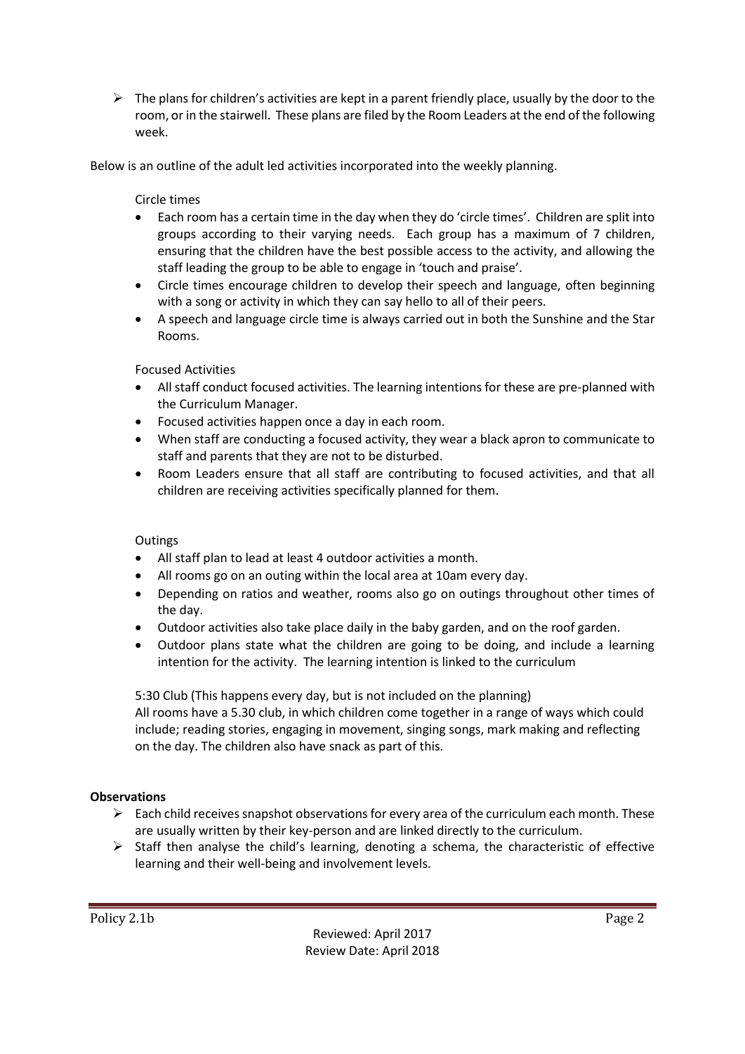- The plans for children's activities are kept in a parent friendly place, usually by the door to the room, or in the stairwell. These plans are filed by the Room Leaders at the end of the following week.

Below is an outline of the adult led activities incorporated into the weekly planning.

Circle times

- Each room has a certain time in the day when they do 'circle times'. Children are split into groups according to their varying needs. Each group has a maximum of 7 children, ensuring that the children have the best possible access to the activity, and allowing the staff leading the group to be able to engage in 'touch and praise'.
- Circle times encourage children to develop their speech and language, often beginning with a song or activity in which they can say hello to all of their peers.
- A speech and language circle time is always carried out in both the Sunshine and the Star Rooms.

Focused Activities

- All staff conduct focused activities. The learning intentions for these are pre-planned with the Curriculum Manager.
- Focused activities happen once a day in each room.
- When staff are conducting a focused activity, they wear a black apron to communicate to staff and parents that they are not to be disturbed.
- Room Leaders ensure that all staff are contributing to focused activities, and that all children are receiving activities specifically planned for them.

Outings

- All staff plan to lead at least 4 outdoor activities a month.
- All rooms go on an outing within the local area at 10am every day.
- Depending on ratios and weather, rooms also go on outings throughout other times of the day.
- Outdoor activities also take place daily in the baby garden, and on the roof garden.
- Outdoor plans state what the children are going to be doing, and include a learning intention for the activity. The learning intention is linked to the curriculum

5:30 Club (This happens every day, but is not included on the planning)
All rooms have a 5.30 club, in which children come together in a range of ways which could include; reading stories, engaging in movement, singing songs, mark making and reflecting on the day. The children also have snack as part of this.

**Observations**

- Each child receives snapshot observations for every area of the curriculum each month. These are usually written by their key-person and are linked directly to the curriculum.
- Staff then analyse the child's learning, denoting a schema, the characteristic of effective learning and their well-being and involvement levels.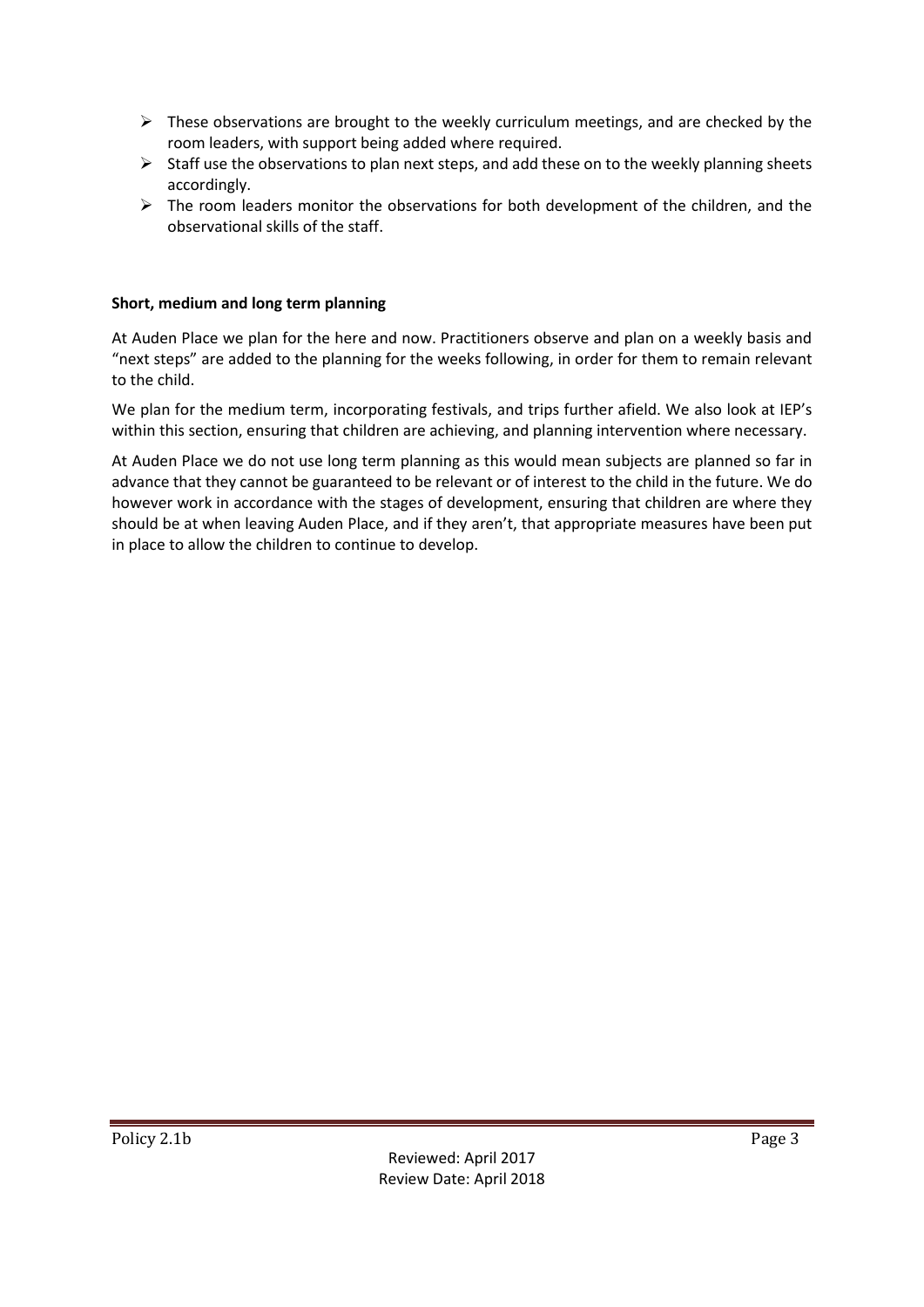- These observations are brought to the weekly curriculum meetings, and are checked by the room leaders, with support being added where required.
- Staff use the observations to plan next steps, and add these on to the weekly planning sheets accordingly.
- The room leaders monitor the observations for both development of the children, and the observational skills of the staff.

**Short, medium and long term planning**

At Auden Place we plan for the here and now. Practitioners observe and plan on a weekly basis and "next steps" are added to the planning for the weeks following, in order for them to remain relevant to the child.

We plan for the medium term, incorporating festivals, and trips further afield. We also look at IEP's within this section, ensuring that children are achieving, and planning intervention where necessary.

At Auden Place we do not use long term planning as this would mean subjects are planned so far in advance that they cannot be guaranteed to be relevant or of interest to the child in the future. We do however work in accordance with the stages of development, ensuring that children are where they should be at when leaving Auden Place, and if they aren't, that appropriate measures have been put in place to allow the children to continue to develop.